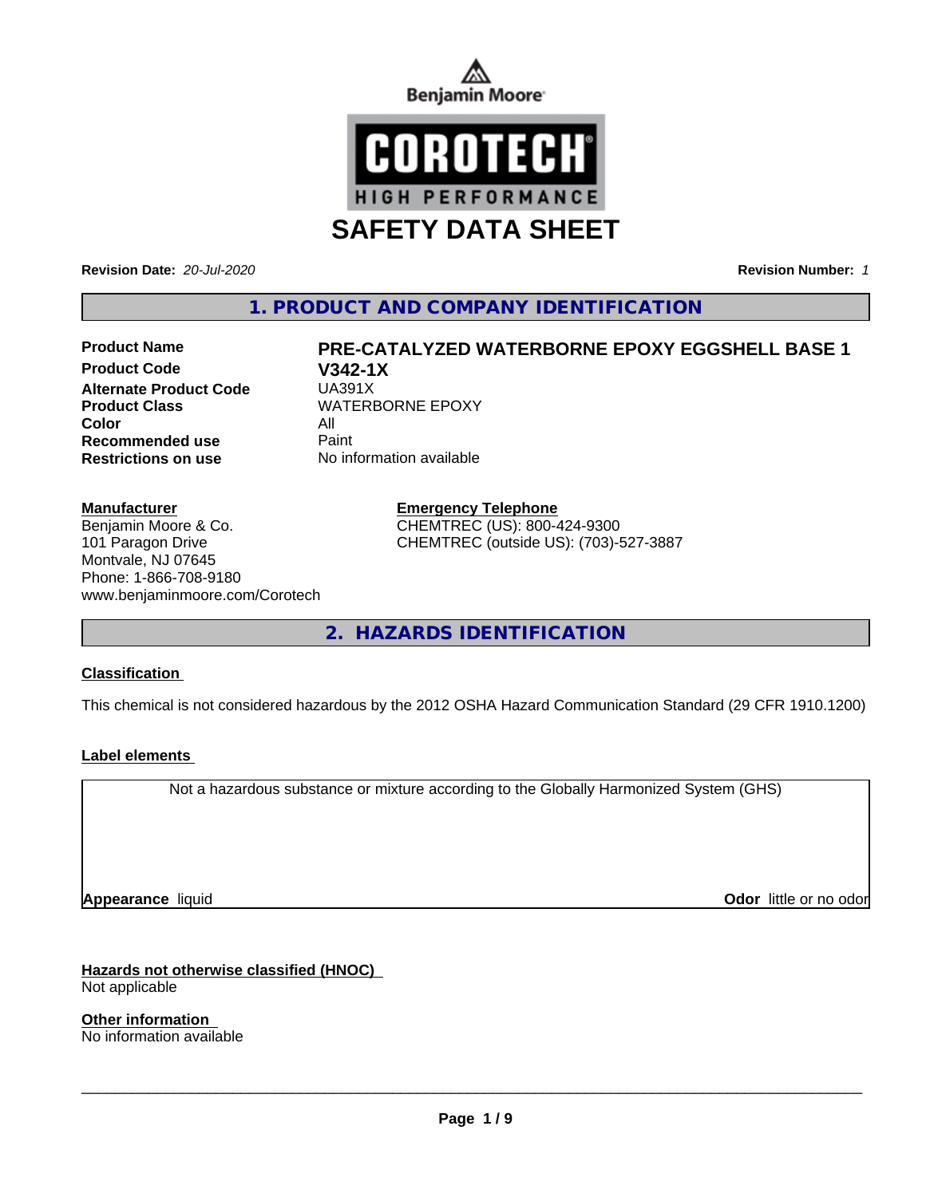Benjamin Moore

COROTECH® HIGH PERFORMANCE

# SAFETY DATA SHEET

**Revision Date:** *20-Jul-2020* **Revision Number:** *1*

## 1. PRODUCT AND COMPANY IDENTIFICATION

| | |
|---|---|
| **Product Name** | **PRE-CATALYZED WATERBORNE EPOXY EGGSHELL BASE 1** |
| **Product Code** | **V342-1X** |
| **Alternate Product Code** | UA391X |
| **Product Class** | WATERBORNE EPOXY |
| **Color** | All |
| **Recommended use** | Paint |
| **Restrictions on use** | No information available |

**Manufacturer**
Benjamin Moore & Co.
101 Paragon Drive
Montvale, NJ 07645
Phone: 1-866-708-9180
www.benjaminmoore.com/Corotech

**Emergency Telephone**
CHEMTREC (US): 800-424-9300
CHEMTREC (outside US): (703)-527-3887

## 2. HAZARDS IDENTIFICATION

**Classification**

This chemical is not considered hazardous by the 2012 OSHA Hazard Communication Standard (29 CFR 1910.1200)

**Label elements**

Not a hazardous substance or mixture according to the Globally Harmonized System (GHS)

**Appearance** liquid **Odor** little or no odor

**Hazards not otherwise classified (HNOC)**
Not applicable

**Other information**
No information available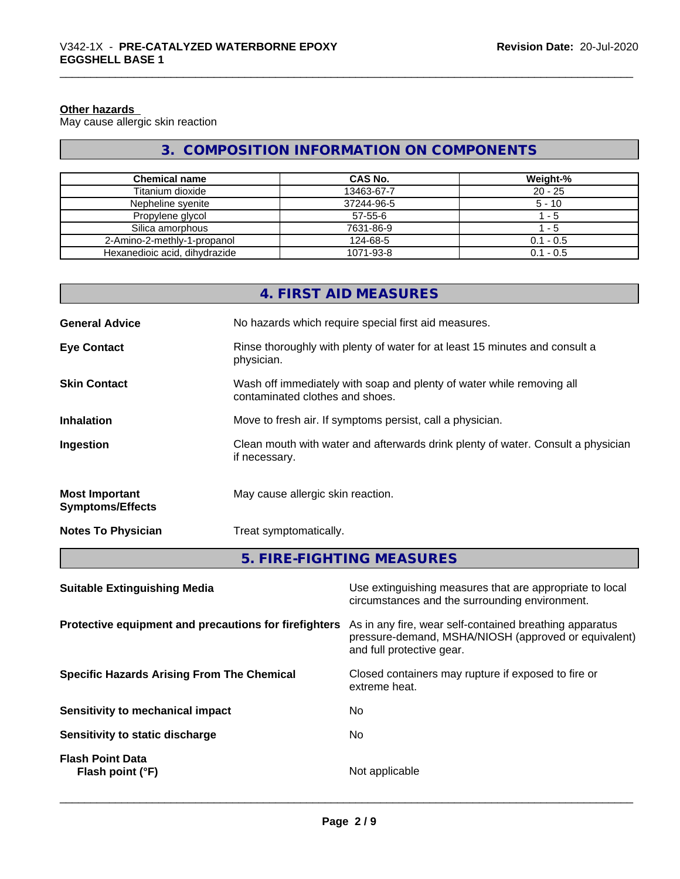**Other hazards**
May cause allergic skin reaction

## 3. COMPOSITION INFORMATION ON COMPONENTS

| Chemical name | CAS No. | Weight-% |
| --- | --- | --- |
| Titanium dioxide | 13463-67-7 | 20 - 25 |
| Nepheline syenite | 37244-96-5 | 5 - 10 |
| Propylene glycol | 57-55-6 | 1 - 5 |
| Silica amorphous | 7631-86-9 | 1 - 5 |
| 2-Amino-2-methly-1-propanol | 124-68-5 | 0.1 - 0.5 |
| Hexanedioic acid, dihydrazide | 1071-93-8 | 0.1 - 0.5 |

## 4. FIRST AID MEASURES

**General Advice** No hazards which require special first aid measures.

**Eye Contact** Rinse thoroughly with plenty of water for at least 15 minutes and consult a physician.

**Skin Contact** Wash off immediately with soap and plenty of water while removing all contaminated clothes and shoes.

**Inhalation** Move to fresh air. If symptoms persist, call a physician.

**Ingestion** Clean mouth with water and afterwards drink plenty of water. Consult a physician if necessary.

**Most Important Symptoms/Effects** May cause allergic skin reaction.

**Notes To Physician** Treat symptomatically.

## 5. FIRE-FIGHTING MEASURES

**Suitable Extinguishing Media** Use extinguishing measures that are appropriate to local circumstances and the surrounding environment.

**Protective equipment and precautions for firefighters** As in any fire, wear self-contained breathing apparatus pressure-demand, MSHA/NIOSH (approved or equivalent) and full protective gear.

**Specific Hazards Arising From The Chemical** Closed containers may rupture if exposed to fire or extreme heat.

**Sensitivity to mechanical impact** No

**Sensitivity to static discharge** No

**Flash Point Data**
**Flash point (°F)** Not applicable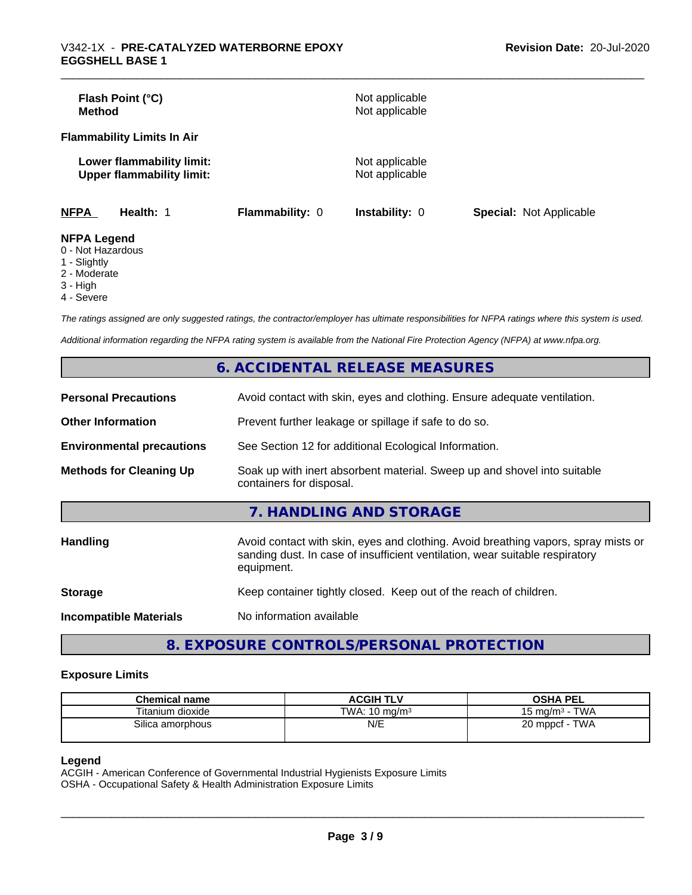**Flash Point (°C)** Not applicable
**Method** Not applicable

**Flammability Limits In Air**

**Lower flammability limit:** Not applicable
**Upper flammability limit:** Not applicable

| NFPA | Health: 1 | Flammability: 0 | Instability: 0 | Special: Not Applicable |
|---|---|---|---|---|

**NFPA Legend**
0 - Not Hazardous
1 - Slightly
2 - Moderate
3 - High
4 - Severe

*The ratings assigned are only suggested ratings, the contractor/employer has ultimate responsibilities for NFPA ratings where this system is used.*

*Additional information regarding the NFPA rating system is available from the National Fire Protection Agency (NFPA) at www.nfpa.org.*

## 6. ACCIDENTAL RELEASE MEASURES

**Personal Precautions** Avoid contact with skin, eyes and clothing. Ensure adequate ventilation.

**Other Information** Prevent further leakage or spillage if safe to do so.

**Environmental precautions** See Section 12 for additional Ecological Information.

**Methods for Cleaning Up** Soak up with inert absorbent material. Sweep up and shovel into suitable containers for disposal.

## 7. HANDLING AND STORAGE

**Handling** Avoid contact with skin, eyes and clothing. Avoid breathing vapors, spray mists or sanding dust. In case of insufficient ventilation, wear suitable respiratory equipment.

**Storage** Keep container tightly closed. Keep out of the reach of children.

**Incompatible Materials** No information available

## 8. EXPOSURE CONTROLS/PERSONAL PROTECTION

### Exposure Limits

| Chemical name | ACGIH TLV | OSHA PEL |
|---|---|---|
| Titanium dioxide | TWA: 10 mg/m³ | 15 mg/m³ - TWA |
| Silica amorphous | N/E | 20 mppcf - TWA |

**Legend**
ACGIH - American Conference of Governmental Industrial Hygienists Exposure Limits
OSHA - Occupational Safety & Health Administration Exposure Limits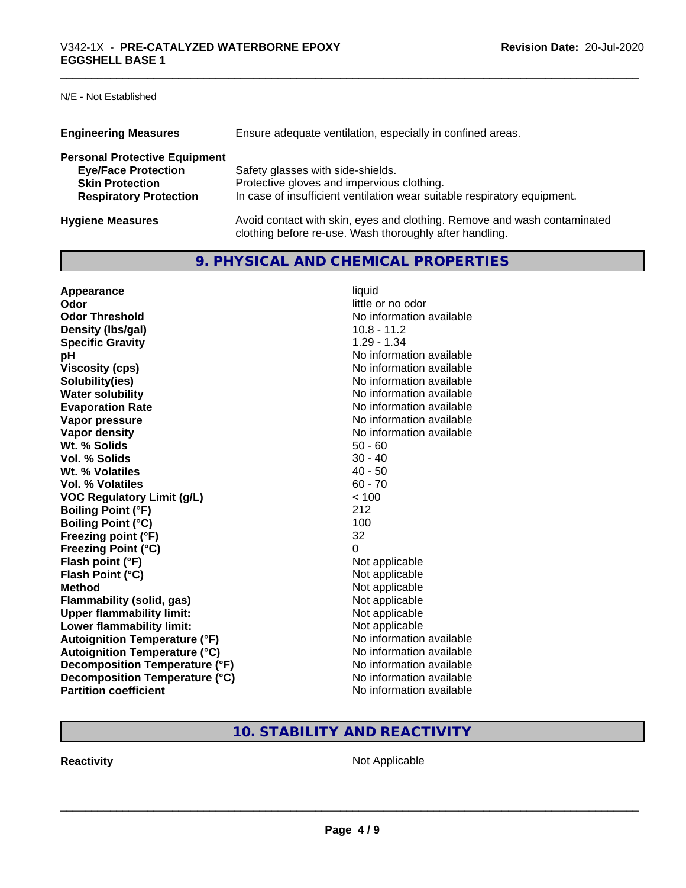N/E - Not Established

| | |
|---|---|
| **Engineering Measures** | Ensure adequate ventilation, especially in confined areas. |

**Personal Protective Equipment**

| | |
|---|---|
| **Eye/Face Protection** | Safety glasses with side-shields. |
| **Skin Protection** | Protective gloves and impervious clothing. |
| **Respiratory Protection** | In case of insufficient ventilation wear suitable respiratory equipment. |

| | |
|---|---|
| **Hygiene Measures** | Avoid contact with skin, eyes and clothing. Remove and wash contaminated clothing before re-use. Wash thoroughly after handling. |

## 9. PHYSICAL AND CHEMICAL PROPERTIES

| | |
|---|---|
| **Appearance** | liquid |
| **Odor** | little or no odor |
| **Odor Threshold** | No information available |
| **Density (lbs/gal)** | 10.8 - 11.2 |
| **Specific Gravity** | 1.29 - 1.34 |
| **pH** | No information available |
| **Viscosity (cps)** | No information available |
| **Solubility(ies)** | No information available |
| **Water solubility** | No information available |
| **Evaporation Rate** | No information available |
| **Vapor pressure** | No information available |
| **Vapor density** | No information available |
| **Wt. % Solids** | 50 - 60 |
| **Vol. % Solids** | 30 - 40 |
| **Wt. % Volatiles** | 40 - 50 |
| **Vol. % Volatiles** | 60 - 70 |
| **VOC Regulatory Limit (g/L)** | < 100 |
| **Boiling Point (°F)** | 212 |
| **Boiling Point (°C)** | 100 |
| **Freezing point (°F)** | 32 |
| **Freezing Point (°C)** | 0 |
| **Flash point (°F)** | Not applicable |
| **Flash Point (°C)** | Not applicable |
| **Method** | Not applicable |
| **Flammability (solid, gas)** | Not applicable |
| **Upper flammability limit:** | Not applicable |
| **Lower flammability limit:** | Not applicable |
| **Autoignition Temperature (°F)** | No information available |
| **Autoignition Temperature (°C)** | No information available |
| **Decomposition Temperature (°F)** | No information available |
| **Decomposition Temperature (°C)** | No information available |
| **Partition coefficient** | No information available |

## 10. STABILITY AND REACTIVITY

| | |
|---|---|
| **Reactivity** | Not Applicable |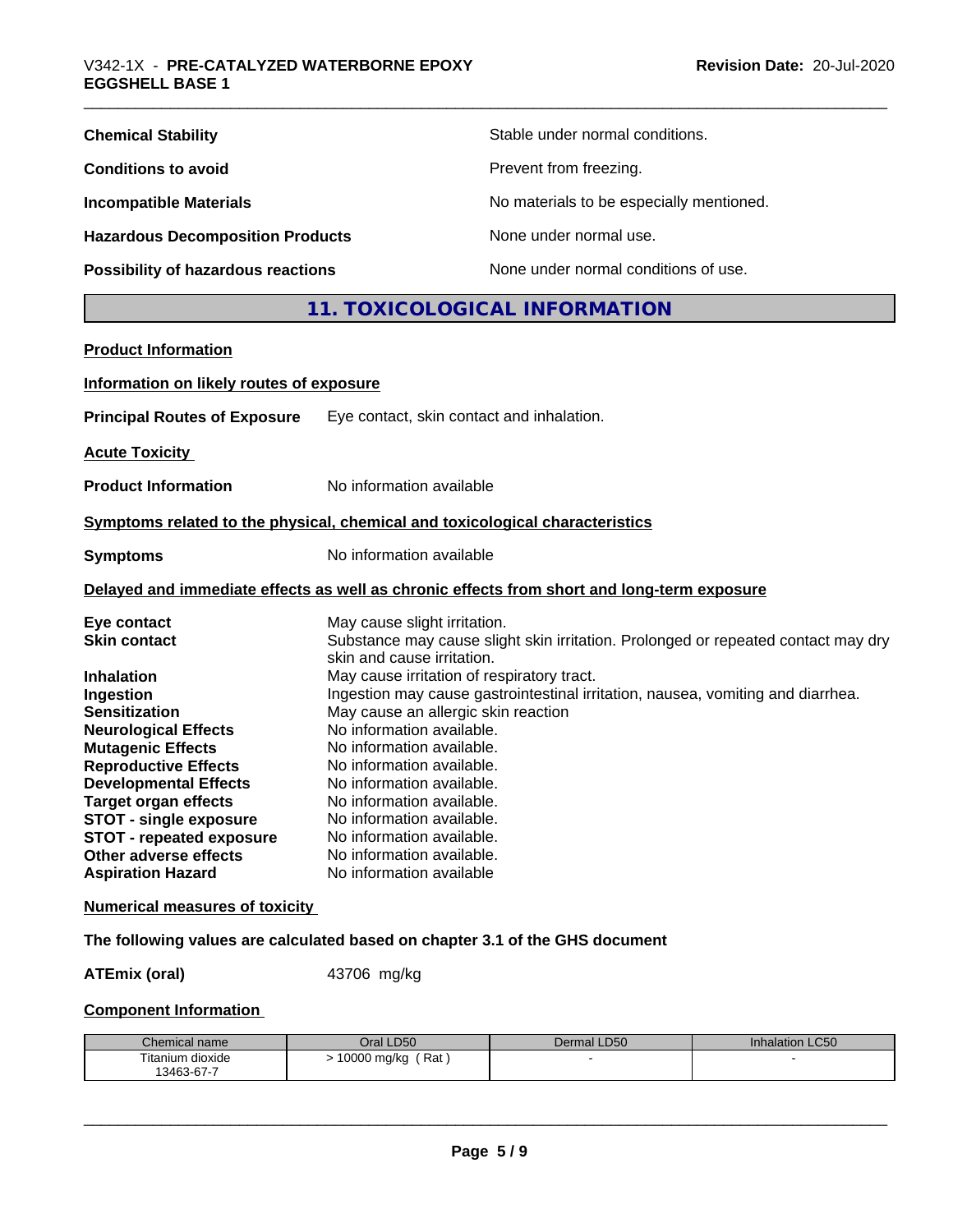| | |
|---|---|
| **Chemical Stability** | Stable under normal conditions. |
| **Conditions to avoid** | Prevent from freezing. |
| **Incompatible Materials** | No materials to be especially mentioned. |
| **Hazardous Decomposition Products** | None under normal use. |
| **Possibility of hazardous reactions** | None under normal conditions of use. |

## 11. TOXICOLOGICAL INFORMATION

**Product Information**

**Information on likely routes of exposure**

**Principal Routes of Exposure** Eye contact, skin contact and inhalation.

**Acute Toxicity**

**Product Information** No information available

**Symptoms related to the physical, chemical and toxicological characteristics**

**Symptoms** No information available

**Delayed and immediate effects as well as chronic effects from short and long-term exposure**

| | |
|---|---|
| **Eye contact** | May cause slight irritation. |
| **Skin contact** | Substance may cause slight skin irritation. Prolonged or repeated contact may dry skin and cause irritation. |
| **Inhalation** | May cause irritation of respiratory tract. |
| **Ingestion** | Ingestion may cause gastrointestinal irritation, nausea, vomiting and diarrhea. |
| **Sensitization** | May cause an allergic skin reaction |
| **Neurological Effects** | No information available. |
| **Mutagenic Effects** | No information available. |
| **Reproductive Effects** | No information available. |
| **Developmental Effects** | No information available. |
| **Target organ effects** | No information available. |
| **STOT - single exposure** | No information available. |
| **STOT - repeated exposure** | No information available. |
| **Other adverse effects** | No information available. |
| **Aspiration Hazard** | No information available |

**Numerical measures of toxicity**

**The following values are calculated based on chapter 3.1 of the GHS document**

**ATEmix (oral)** 43706 mg/kg

**Component Information**

| Chemical name | Oral LD50 | Dermal LD50 | Inhalation LC50 |
|---|---|---|---|
| Titanium dioxide<br>13463-67-7 | > 10000 mg/kg ( Rat ) | - | - |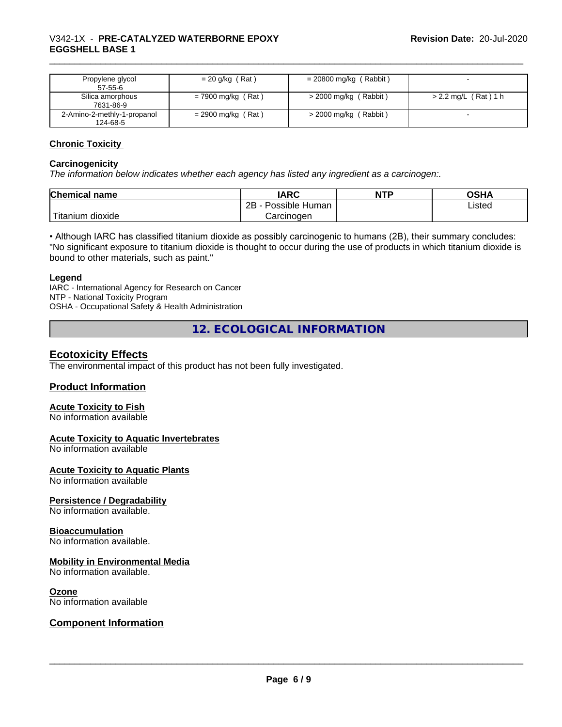| Propylene glycol 57-55-6 | = 20 g/kg ( Rat ) | = 20800 mg/kg ( Rabbit ) | - |
|---|---|---|---|
| Silica amorphous 7631-86-9 | = 7900 mg/kg ( Rat ) | > 2000 mg/kg ( Rabbit ) | > 2.2 mg/L ( Rat ) 1 h |
| 2-Amino-2-methly-1-propanol 124-68-5 | = 2900 mg/kg ( Rat ) | > 2000 mg/kg ( Rabbit ) | - |

**Chronic Toxicity**

**Carcinogenicity**

*The information below indicates whether each agency has listed any ingredient as a carcinogen:.*

| Chemical name | IARC | NTP | OSHA |
|---|---|---|---|
| Titanium dioxide | 2B - Possible Human Carcinogen | | Listed |

• Although IARC has classified titanium dioxide as possibly carcinogenic to humans (2B), their summary concludes: "No significant exposure to titanium dioxide is thought to occur during the use of products in which titanium dioxide is bound to other materials, such as paint."

**Legend**

IARC - International Agency for Research on Cancer
NTP - National Toxicity Program
OSHA - Occupational Safety & Health Administration

## 12. ECOLOGICAL INFORMATION

### Ecotoxicity Effects

The environmental impact of this product has not been fully investigated.

### Product Information

**Acute Toxicity to Fish**

No information available

**Acute Toxicity to Aquatic Invertebrates**

No information available

**Acute Toxicity to Aquatic Plants**

No information available

**Persistence / Degradability**

No information available.

**Bioaccumulation**

No information available.

**Mobility in Environmental Media**

No information available.

**Ozone**

No information available

### Component Information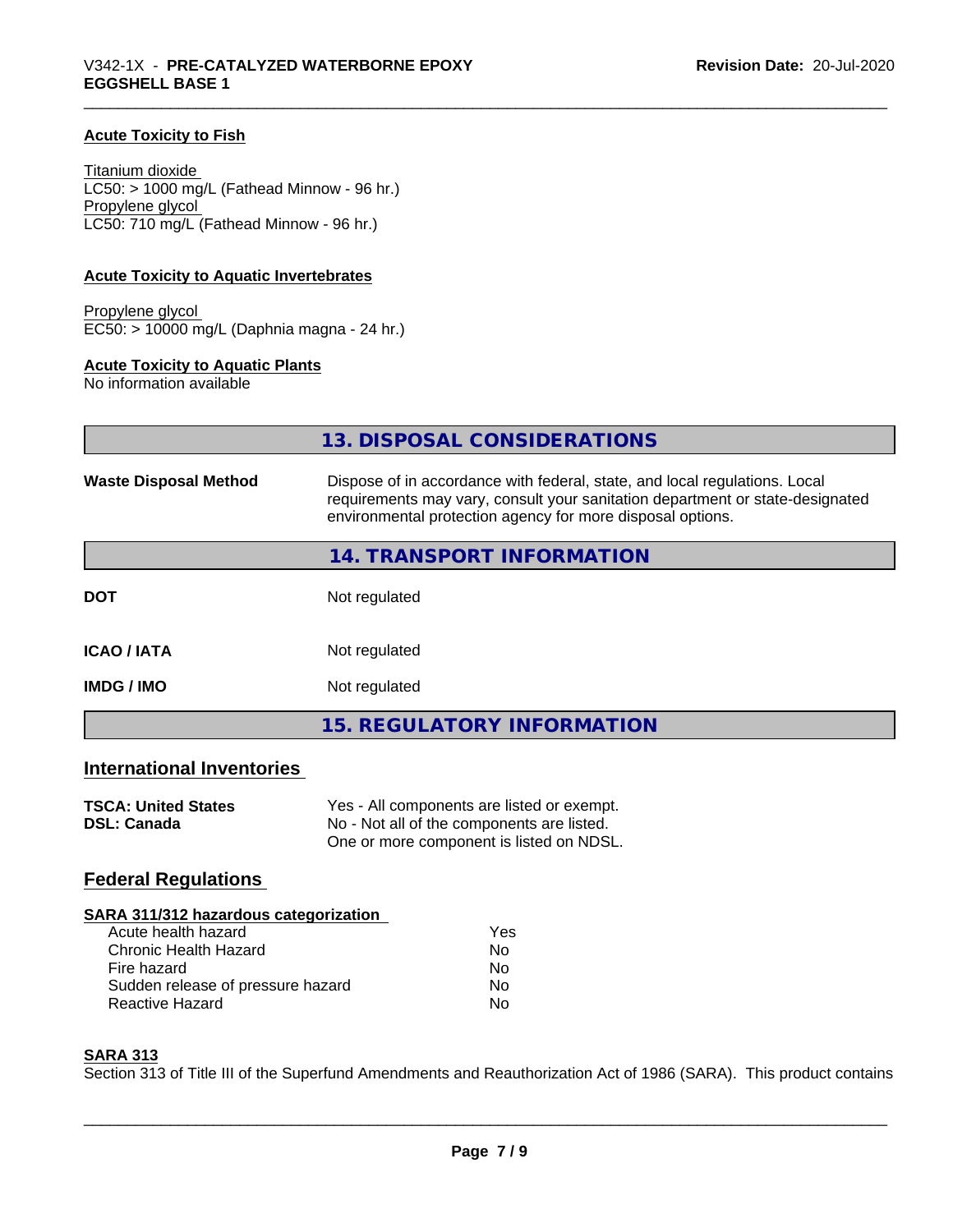**Acute Toxicity to Fish**

Titanium dioxide
LC50: > 1000 mg/L (Fathead Minnow - 96 hr.)
Propylene glycol
LC50: 710 mg/L (Fathead Minnow - 96 hr.)

**Acute Toxicity to Aquatic Invertebrates**

Propylene glycol
EC50: > 10000 mg/L (Daphnia magna - 24 hr.)

**Acute Toxicity to Aquatic Plants**
No information available

## 13. DISPOSAL CONSIDERATIONS

| | |
|---|---|
| **Waste Disposal Method** | Dispose of in accordance with federal, state, and local regulations. Local requirements may vary, consult your sanitation department or state-designated environmental protection agency for more disposal options. |

## 14. TRANSPORT INFORMATION

| | |
|---|---|
| **DOT** | Not regulated |
| **ICAO / IATA** | Not regulated |
| **IMDG / IMO** | Not regulated |

## 15. REGULATORY INFORMATION

### International Inventories

| | |
|---|---|
| **TSCA: United States** | Yes - All components are listed or exempt. |
| **DSL: Canada** | No - Not all of the components are listed. One or more component is listed on NDSL. |

### Federal Regulations

**SARA 311/312 hazardous categorization**

| | |
|---|---|
| Acute health hazard | Yes |
| Chronic Health Hazard | No |
| Fire hazard | No |
| Sudden release of pressure hazard | No |
| Reactive Hazard | No |

**SARA 313**
Section 313 of Title III of the Superfund Amendments and Reauthorization Act of 1986 (SARA). This product contains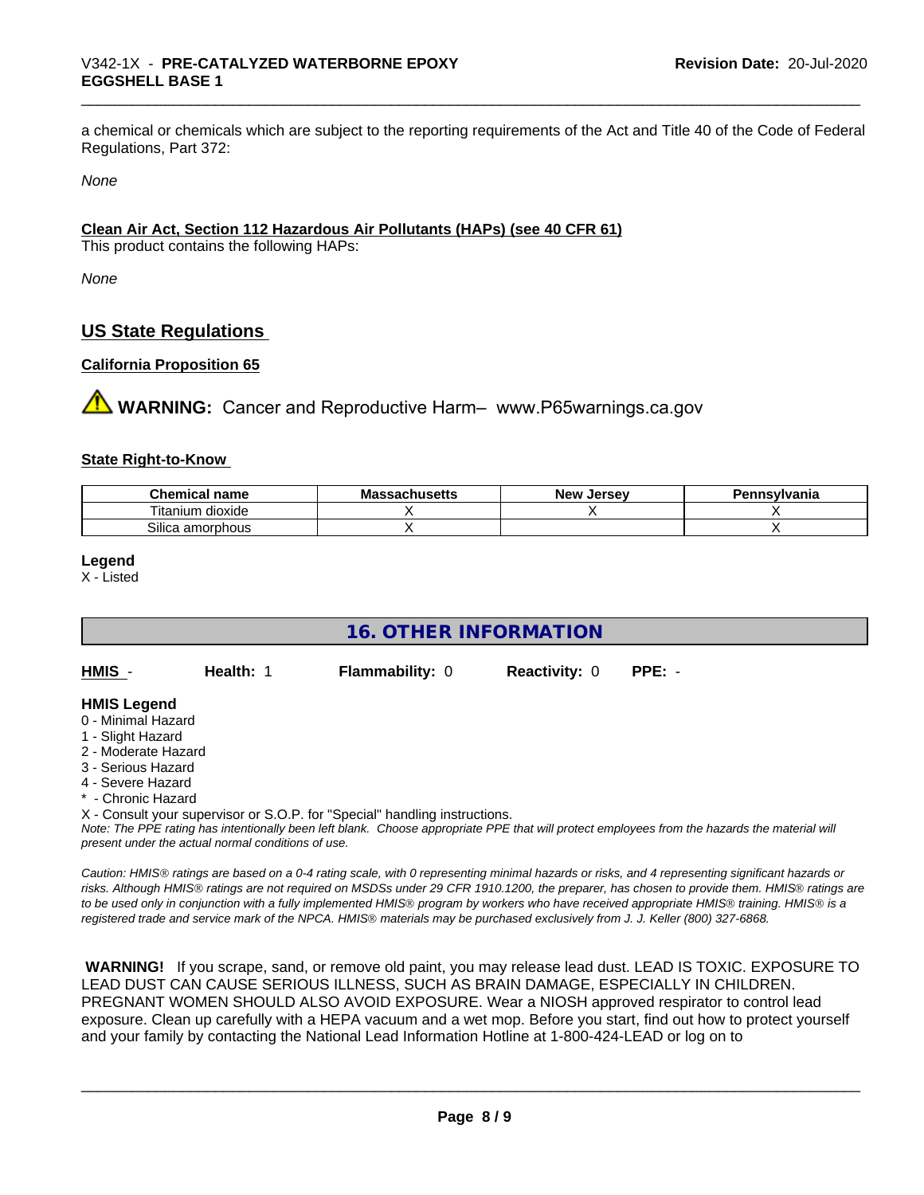a chemical or chemicals which are subject to the reporting requirements of the Act and Title 40 of the Code of Federal Regulations, Part 372:

*None*

**Clean Air Act, Section 112 Hazardous Air Pollutants (HAPs) (see 40 CFR 61)**

This product contains the following HAPs:

*None*

## US State Regulations

### California Proposition 65

⚠ **WARNING:** Cancer and Reproductive Harm– www.P65warnings.ca.gov

### State Right-to-Know

| Chemical name | Massachusetts | New Jersey | Pennsylvania |
| --- | --- | --- | --- |
| Titanium dioxide | X | X | X |
| Silica amorphous | X | | X |

**Legend**

X - Listed

## 16. OTHER INFORMATION

| HMIS - | Health: 1 | Flammability: 0 | Reactivity: 0 | PPE: - |
| --- | --- | --- | --- | --- |

**HMIS Legend**

0 - Minimal Hazard
1 - Slight Hazard
2 - Moderate Hazard
3 - Serious Hazard
4 - Severe Hazard
* - Chronic Hazard
X - Consult your supervisor or S.O.P. for "Special" handling instructions.

*Note: The PPE rating has intentionally been left blank. Choose appropriate PPE that will protect employees from the hazards the material will present under the actual normal conditions of use.*

*Caution: HMIS® ratings are based on a 0-4 rating scale, with 0 representing minimal hazards or risks, and 4 representing significant hazards or risks. Although HMIS® ratings are not required on MSDSs under 29 CFR 1910.1200, the preparer, has chosen to provide them. HMIS® ratings are to be used only in conjunction with a fully implemented HMIS® program by workers who have received appropriate HMIS® training. HMIS® is a registered trade and service mark of the NPCA. HMIS® materials may be purchased exclusively from J. J. Keller (800) 327-6868.*

**WARNING!** If you scrape, sand, or remove old paint, you may release lead dust. LEAD IS TOXIC. EXPOSURE TO LEAD DUST CAN CAUSE SERIOUS ILLNESS, SUCH AS BRAIN DAMAGE, ESPECIALLY IN CHILDREN. PREGNANT WOMEN SHOULD ALSO AVOID EXPOSURE. Wear a NIOSH approved respirator to control lead exposure. Clean up carefully with a HEPA vacuum and a wet mop. Before you start, find out how to protect yourself and your family by contacting the National Lead Information Hotline at 1-800-424-LEAD or log on to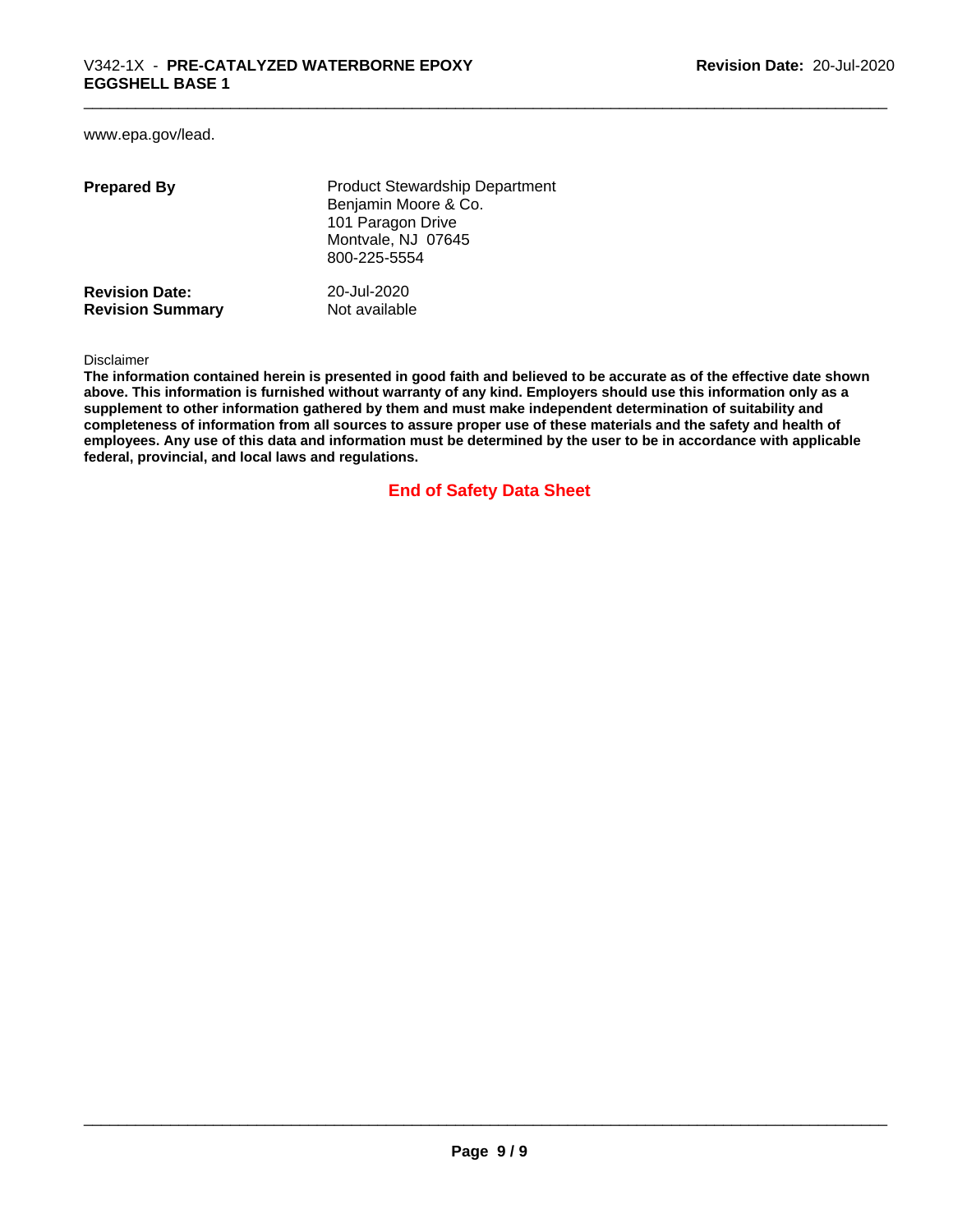www.epa.gov/lead.

| | |
|---|---|
| **Prepared By** | Product Stewardship Department<br>Benjamin Moore & Co.<br>101 Paragon Drive<br>Montvale, NJ 07645<br>800-225-5554 |
| **Revision Date:** | 20-Jul-2020 |
| **Revision Summary** | Not available |

Disclaimer

**The information contained herein is presented in good faith and believed to be accurate as of the effective date shown above. This information is furnished without warranty of any kind. Employers should use this information only as a supplement to other information gathered by them and must make independent determination of suitability and completeness of information from all sources to assure proper use of these materials and the safety and health of employees. Any use of this data and information must be determined by the user to be in accordance with applicable federal, provincial, and local laws and regulations.**

**End of Safety Data Sheet**